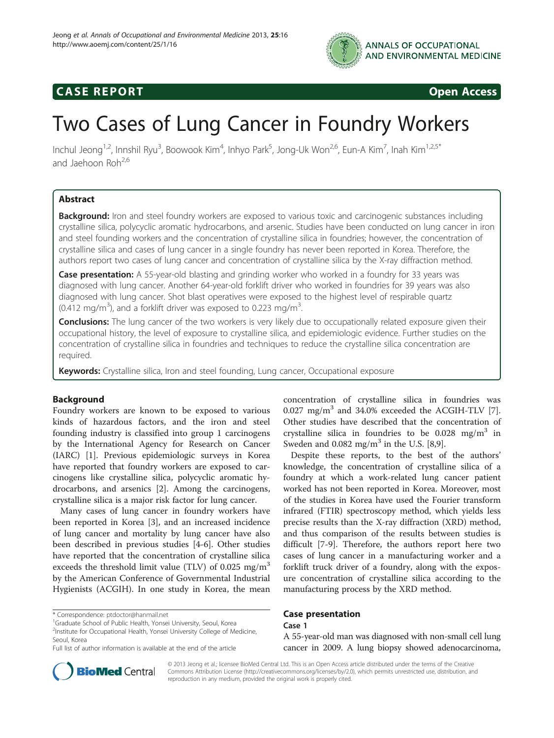CASE REPORT Open Access

# Two Cases of Lung Cancer in Foundry Workers

Inchul Jeong[1,2], Innshil Ryu[3], Boowook Kim[4], Inhyo Park[5], Jong-Uk Won[2,6], Eun-A Kim[7], Inah Kim[1,2,5*] and Jaehoon Roh[2,6]

## Abstract

**Background:** Iron and steel foundry workers are exposed to various toxic and carcinogenic substances including crystalline silica, polycyclic aromatic hydrocarbons, and arsenic. Studies have been conducted on lung cancer in iron and steel founding workers and the concentration of crystalline silica in foundries; however, the concentration of crystalline silica and cases of lung cancer in a single foundry has never been reported in Korea. Therefore, the authors report two cases of lung cancer and concentration of crystalline silica by the X-ray diffraction method.

**Case presentation:** A 55-year-old blasting and grinding worker who worked in a foundry for 33 years was diagnosed with lung cancer. Another 64-year-old forklift driver who worked in foundries for 39 years was also diagnosed with lung cancer. Shot blast operatives were exposed to the highest level of respirable quartz (0.412 $mg/m^3$), and a forklift driver was exposed to 0.223 $mg/m^3$.

**Conclusions:** The lung cancer of the two workers is very likely due to occupationally related exposure given their occupational history, the level of exposure to crystalline silica, and epidemiologic evidence. Further studies on the concentration of crystalline silica in foundries and techniques to reduce the crystalline silica concentration are required.

**Keywords:** Crystalline silica, Iron and steel founding, Lung cancer, Occupational exposure

## Background

Foundry workers are known to be exposed to various kinds of hazardous factors, and the iron and steel founding industry is classified into group 1 carcinogens by the International Agency for Research on Cancer (IARC) [1]. Previous epidemiologic surveys in Korea have reported that foundry workers are exposed to carcinogens like crystalline silica, polycyclic aromatic hydrocarbons, and arsenics [2]. Among the carcinogens, crystalline silica is a major risk factor for lung cancer.

Many cases of lung cancer in foundry workers have been reported in Korea [3], and an increased incidence of lung cancer and mortality by lung cancer have also been described in previous studies [4-6]. Other studies have reported that the concentration of crystalline silica exceeds the threshold limit value (TLV) of 0.025 $mg/m^3$ by the American Conference of Governmental Industrial Hygienists (ACGIH). In one study in Korea, the mean concentration of crystalline silica in foundries was 0.027 $mg/m^3$ and 34.0% exceeded the ACGIH-TLV [7]. Other studies have described that the concentration of crystalline silica in foundries to be 0.028 $mg/m^3$ in Sweden and 0.082 $mg/m^3$ in the U.S. [8,9].

Despite these reports, to the best of the authors' knowledge, the concentration of crystalline silica of a foundry at which a work-related lung cancer patient worked has not been reported in Korea. Moreover, most of the studies in Korea have used the Fourier transform infrared (FTIR) spectroscopy method, which yields less precise results than the X-ray diffraction (XRD) method, and thus comparison of the results between studies is difficult [7-9]. Therefore, the authors report here two cases of lung cancer in a manufacturing worker and a forklift truck driver of a foundry, along with the exposure concentration of crystalline silica according to the manufacturing process by the XRD method.

## Case presentation

### Case 1

A 55-year-old man was diagnosed with non-small cell lung cancer in 2009. A lung biopsy showed adenocarcinoma,

\* Correspondence: ptdoctor@hanmail.net
[1]Graduate School of Public Health, Yonsei University, Seoul, Korea
[2]Institute for Occupational Health, Yonsei University College of Medicine, Seoul, Korea
Full list of author information is available at the end of the article

© 2013 Jeong et al.; licensee BioMed Central Ltd. This is an Open Access article distributed under the terms of the Creative Commons Attribution License (http://creativecommons.org/licenses/by/2.0), which permits unrestricted use, distribution, and reproduction in any medium, provided the original work is properly cited.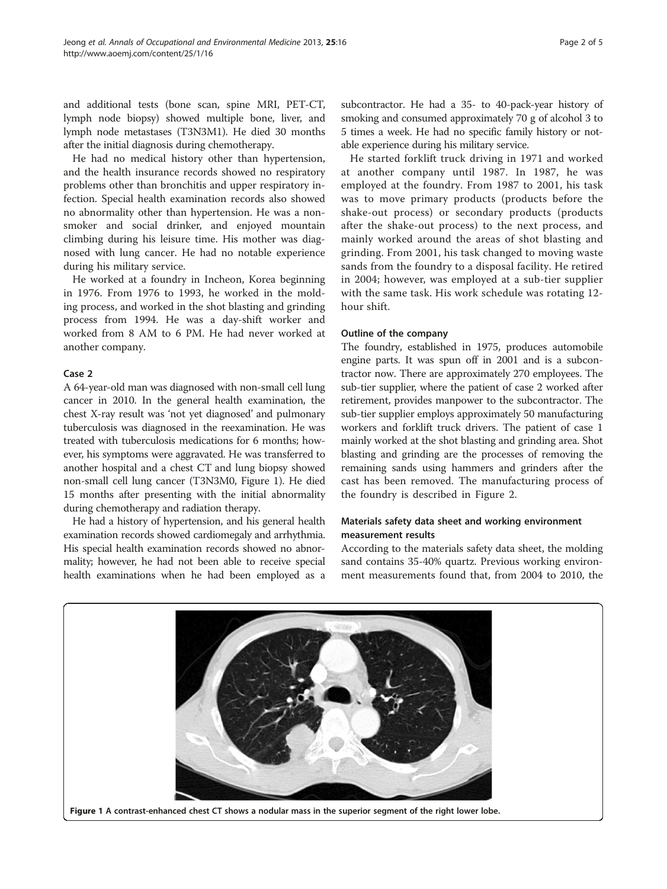and additional tests (bone scan, spine MRI, PET-CT, lymph node biopsy) showed multiple bone, liver, and lymph node metastases (T3N3M1). He died 30 months after the initial diagnosis during chemotherapy.

He had no medical history other than hypertension, and the health insurance records showed no respiratory problems other than bronchitis and upper respiratory infection. Special health examination records also showed no abnormality other than hypertension. He was a nonsmoker and social drinker, and enjoyed mountain climbing during his leisure time. His mother was diagnosed with lung cancer. He had no notable experience during his military service.

He worked at a foundry in Incheon, Korea beginning in 1976. From 1976 to 1993, he worked in the molding process, and worked in the shot blasting and grinding process from 1994. He was a day-shift worker and worked from 8 AM to 6 PM. He had never worked at another company.

### Case 2

A 64-year-old man was diagnosed with non-small cell lung cancer in 2010. In the general health examination, the chest X-ray result was 'not yet diagnosed' and pulmonary tuberculosis was diagnosed in the reexamination. He was treated with tuberculosis medications for 6 months; however, his symptoms were aggravated. He was transferred to another hospital and a chest CT and lung biopsy showed non-small cell lung cancer (T3N3M0, Figure 1). He died 15 months after presenting with the initial abnormality during chemotherapy and radiation therapy.

He had a history of hypertension, and his general health examination records showed cardiomegaly and arrhythmia. His special health examination records showed no abnormality; however, he had not been able to receive special health examinations when he had been employed as a subcontractor. He had a 35- to 40-pack-year history of smoking and consumed approximately 70 g of alcohol 3 to 5 times a week. He had no specific family history or notable experience during his military service.

He started forklift truck driving in 1971 and worked at another company until 1987. In 1987, he was employed at the foundry. From 1987 to 2001, his task was to move primary products (products before the shake-out process) or secondary products (products after the shake-out process) to the next process, and mainly worked around the areas of shot blasting and grinding. From 2001, his task changed to moving waste sands from the foundry to a disposal facility. He retired in 2004; however, was employed at a sub-tier supplier with the same task. His work schedule was rotating 12-hour shift.

### Outline of the company

The foundry, established in 1975, produces automobile engine parts. It was spun off in 2001 and is a subcontractor now. There are approximately 270 employees. The sub-tier supplier, where the patient of case 2 worked after retirement, provides manpower to the subcontractor. The sub-tier supplier employs approximately 50 manufacturing workers and forklift truck drivers. The patient of case 1 mainly worked at the shot blasting and grinding area. Shot blasting and grinding are the processes of removing the remaining sands using hammers and grinders after the cast has been removed. The manufacturing process of the foundry is described in Figure 2.

### Materials safety data sheet and working environment measurement results

According to the materials safety data sheet, the molding sand contains 35-40% quartz. Previous working environment measurements found that, from 2004 to 2010, the

**Figure 1 A contrast-enhanced chest CT shows a nodular mass in the superior segment of the right lower lobe.**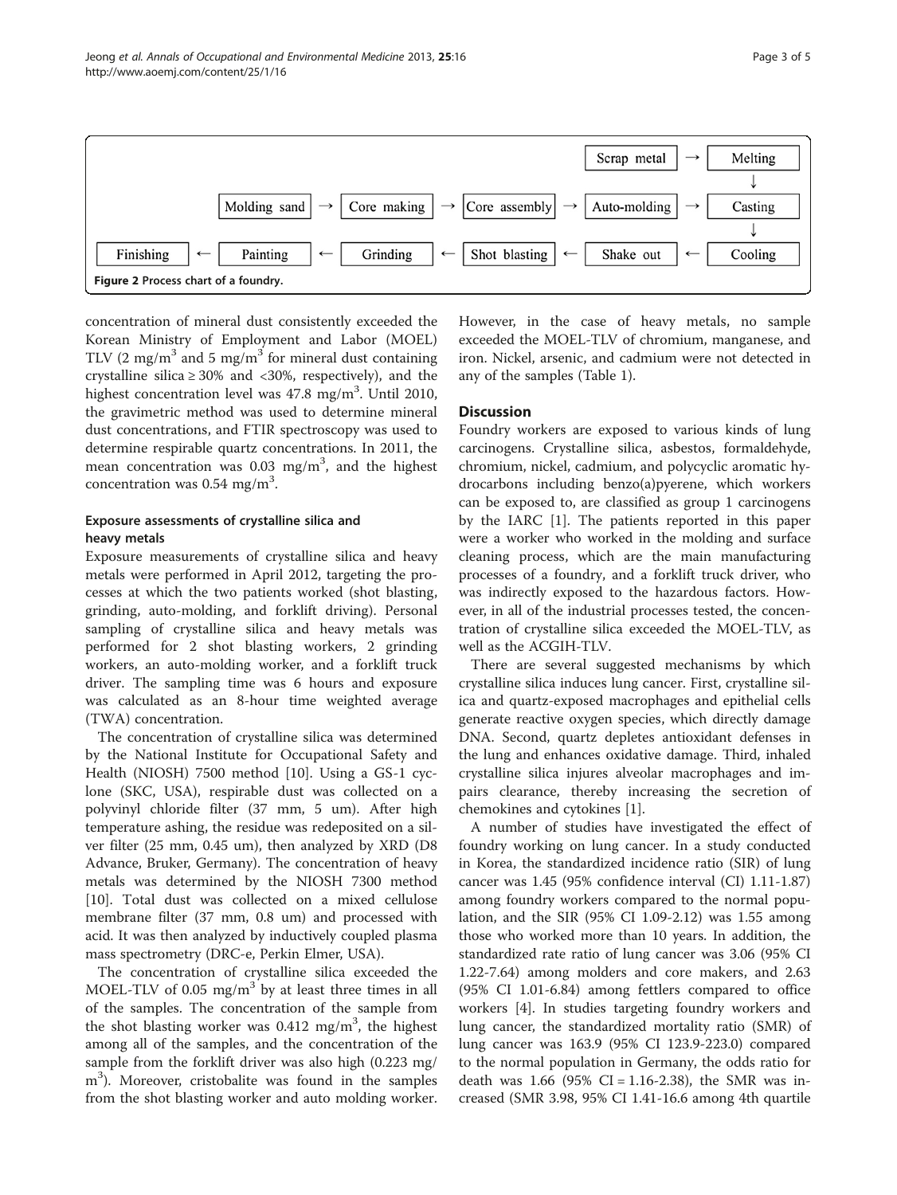Scrap metal → Melting
↓
Molding sand → Core making → Core assembly → Auto-molding → Casting
↓
Finishing ← Painting ← Grinding ← Shot blasting ← Shake out ← Cooling

**Figure 2** Process chart of a foundry.

concentration of mineral dust consistently exceeded the Korean Ministry of Employment and Labor (MOEL) TLV (2 mg/m$^3$ and 5 mg/m$^3$ for mineral dust containing crystalline silica ≥ 30% and <30%, respectively), and the highest concentration level was 47.8 mg/m$^3$. Until 2010, the gravimetric method was used to determine mineral dust concentrations, and FTIR spectroscopy was used to determine respirable quartz concentrations. In 2011, the mean concentration was 0.03 mg/m$^3$, and the highest concentration was 0.54 mg/m$^3$.

### Exposure assessments of crystalline silica and heavy metals

Exposure measurements of crystalline silica and heavy metals were performed in April 2012, targeting the processes at which the two patients worked (shot blasting, grinding, auto-molding, and forklift driving). Personal sampling of crystalline silica and heavy metals was performed for 2 shot blasting workers, 2 grinding workers, an auto-molding worker, and a forklift truck driver. The sampling time was 6 hours and exposure was calculated as an 8-hour time weighted average (TWA) concentration.

The concentration of crystalline silica was determined by the National Institute for Occupational Safety and Health (NIOSH) 7500 method [10]. Using a GS-1 cyclone (SKC, USA), respirable dust was collected on a polyvinyl chloride filter (37 mm, 5 um). After high temperature ashing, the residue was redeposited on a silver filter (25 mm, 0.45 um), then analyzed by XRD (D8 Advance, Bruker, Germany). The concentration of heavy metals was determined by the NIOSH 7300 method [10]. Total dust was collected on a mixed cellulose membrane filter (37 mm, 0.8 um) and processed with acid. It was then analyzed by inductively coupled plasma mass spectrometry (DRC-e, Perkin Elmer, USA).

The concentration of crystalline silica exceeded the MOEL-TLV of 0.05 mg/m$^3$ by at least three times in all of the samples. The concentration of the sample from the shot blasting worker was 0.412 mg/m$^3$, the highest among all of the samples, and the concentration of the sample from the forklift driver was also high (0.223 mg/m$^3$). Moreover, cristobalite was found in the samples from the shot blasting worker and auto molding worker. However, in the case of heavy metals, no sample exceeded the MOEL-TLV of chromium, manganese, and iron. Nickel, arsenic, and cadmium were not detected in any of the samples (Table 1).

## Discussion

Foundry workers are exposed to various kinds of lung carcinogens. Crystalline silica, asbestos, formaldehyde, chromium, nickel, cadmium, and polycyclic aromatic hydrocarbons including benzo(a)pyerene, which workers can be exposed to, are classified as group 1 carcinogens by the IARC [1]. The patients reported in this paper were a worker who worked in the molding and surface cleaning process, which are the main manufacturing processes of a foundry, and a forklift truck driver, who was indirectly exposed to the hazardous factors. However, in all of the industrial processes tested, the concentration of crystalline silica exceeded the MOEL-TLV, as well as the ACGIH-TLV.

There are several suggested mechanisms by which crystalline silica induces lung cancer. First, crystalline silica and quartz-exposed macrophages and epithelial cells generate reactive oxygen species, which directly damage DNA. Second, quartz depletes antioxidant defenses in the lung and enhances oxidative damage. Third, inhaled crystalline silica injures alveolar macrophages and impairs clearance, thereby increasing the secretion of chemokines and cytokines [1].

A number of studies have investigated the effect of foundry working on lung cancer. In a study conducted in Korea, the standardized incidence ratio (SIR) of lung cancer was 1.45 (95% confidence interval (CI) 1.11-1.87) among foundry workers compared to the normal population, and the SIR (95% CI 1.09-2.12) was 1.55 among those who worked more than 10 years. In addition, the standardized rate ratio of lung cancer was 3.06 (95% CI 1.22-7.64) among molders and core makers, and 2.63 (95% CI 1.01-6.84) among fettlers compared to office workers [4]. In studies targeting foundry workers and lung cancer, the standardized mortality ratio (SMR) of lung cancer was 163.9 (95% CI 123.9-223.0) compared to the normal population in Germany, the odds ratio for death was 1.66 (95% CI = 1.16-2.38), the SMR was increased (SMR 3.98, 95% CI 1.41-16.6 among 4th quartile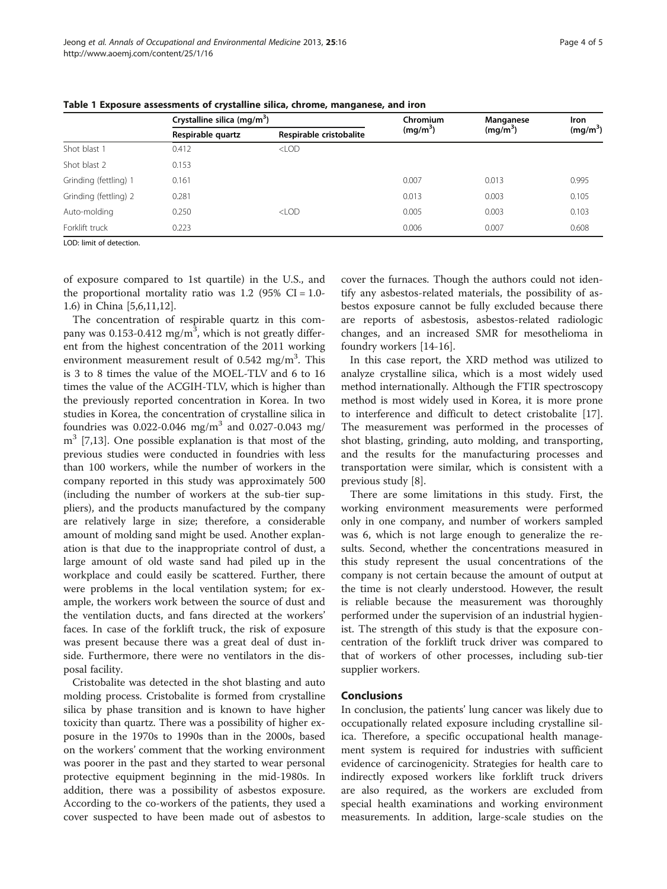**Table 1 Exposure assessments of crystalline silica, chrome, manganese, and iron**

| | Crystalline silica (mg/m$^3$) | | Chromium (mg/m$^3$) | Manganese (mg/m$^3$) | Iron (mg/m$^3$) |
|---|---|---|---|---|---|
| | Respirable quartz | Respirable cristobalite | | | |
| Shot blast 1 | 0.412 | <LOD | | | |
| Shot blast 2 | 0.153 | | | | |
| Grinding (fettling) 1 | 0.161 | | 0.007 | 0.013 | 0.995 |
| Grinding (fettling) 2 | 0.281 | | 0.013 | 0.003 | 0.105 |
| Auto-molding | 0.250 | <LOD | 0.005 | 0.003 | 0.103 |
| Forklift truck | 0.223 | | 0.006 | 0.007 | 0.608 |

LOD: limit of detection.

of exposure compared to 1st quartile) in the U.S., and the proportional mortality ratio was 1.2 (95% CI = 1.0-1.6) in China [5,6,11,12].

The concentration of respirable quartz in this company was 0.153-0.412 mg/m$^3$, which is not greatly different from the highest concentration of the 2011 working environment measurement result of 0.542 mg/m$^3$. This is 3 to 8 times the value of the MOEL-TLV and 6 to 16 times the value of the ACGIH-TLV, which is higher than the previously reported concentration in Korea. In two studies in Korea, the concentration of crystalline silica in foundries was 0.022-0.046 mg/m$^3$ and 0.027-0.043 mg/m$^3$ [7,13]. One possible explanation is that most of the previous studies were conducted in foundries with less than 100 workers, while the number of workers in the company reported in this study was approximately 500 (including the number of workers at the sub-tier suppliers), and the products manufactured by the company are relatively large in size; therefore, a considerable amount of molding sand might be used. Another explanation is that due to the inappropriate control of dust, a large amount of old waste sand had piled up in the workplace and could easily be scattered. Further, there were problems in the local ventilation system; for example, the workers work between the source of dust and the ventilation ducts, and fans directed at the workers' faces. In case of the forklift truck, the risk of exposure was present because there was a great deal of dust inside. Furthermore, there were no ventilators in the disposal facility.

Cristobalite was detected in the shot blasting and auto molding process. Cristobalite is formed from crystalline silica by phase transition and is known to have higher toxicity than quartz. There was a possibility of higher exposure in the 1970s to 1990s than in the 2000s, based on the workers' comment that the working environment was poorer in the past and they started to wear personal protective equipment beginning in the mid-1980s. In addition, there was a possibility of asbestos exposure. According to the co-workers of the patients, they used a cover suspected to have been made out of asbestos to cover the furnaces. Though the authors could not identify any asbestos-related materials, the possibility of asbestos exposure cannot be fully excluded because there are reports of asbestosis, asbestos-related radiologic changes, and an increased SMR for mesothelioma in foundry workers [14-16].

In this case report, the XRD method was utilized to analyze crystalline silica, which is a most widely used method internationally. Although the FTIR spectroscopy method is most widely used in Korea, it is more prone to interference and difficult to detect cristobalite [17]. The measurement was performed in the processes of shot blasting, grinding, auto molding, and transporting, and the results for the manufacturing processes and transportation were similar, which is consistent with a previous study [8].

There are some limitations in this study. First, the working environment measurements were performed only in one company, and number of workers sampled was 6, which is not large enough to generalize the results. Second, whether the concentrations measured in this study represent the usual concentrations of the company is not certain because the amount of output at the time is not clearly understood. However, the result is reliable because the measurement was thoroughly performed under the supervision of an industrial hygienist. The strength of this study is that the exposure concentration of the forklift truck driver was compared to that of workers of other processes, including sub-tier supplier workers.

## Conclusions

In conclusion, the patients' lung cancer was likely due to occupationally related exposure including crystalline silica. Therefore, a specific occupational health management system is required for industries with sufficient evidence of carcinogenicity. Strategies for health care to indirectly exposed workers like forklift truck drivers are also required, as the workers are excluded from special health examinations and working environment measurements. In addition, large-scale studies on the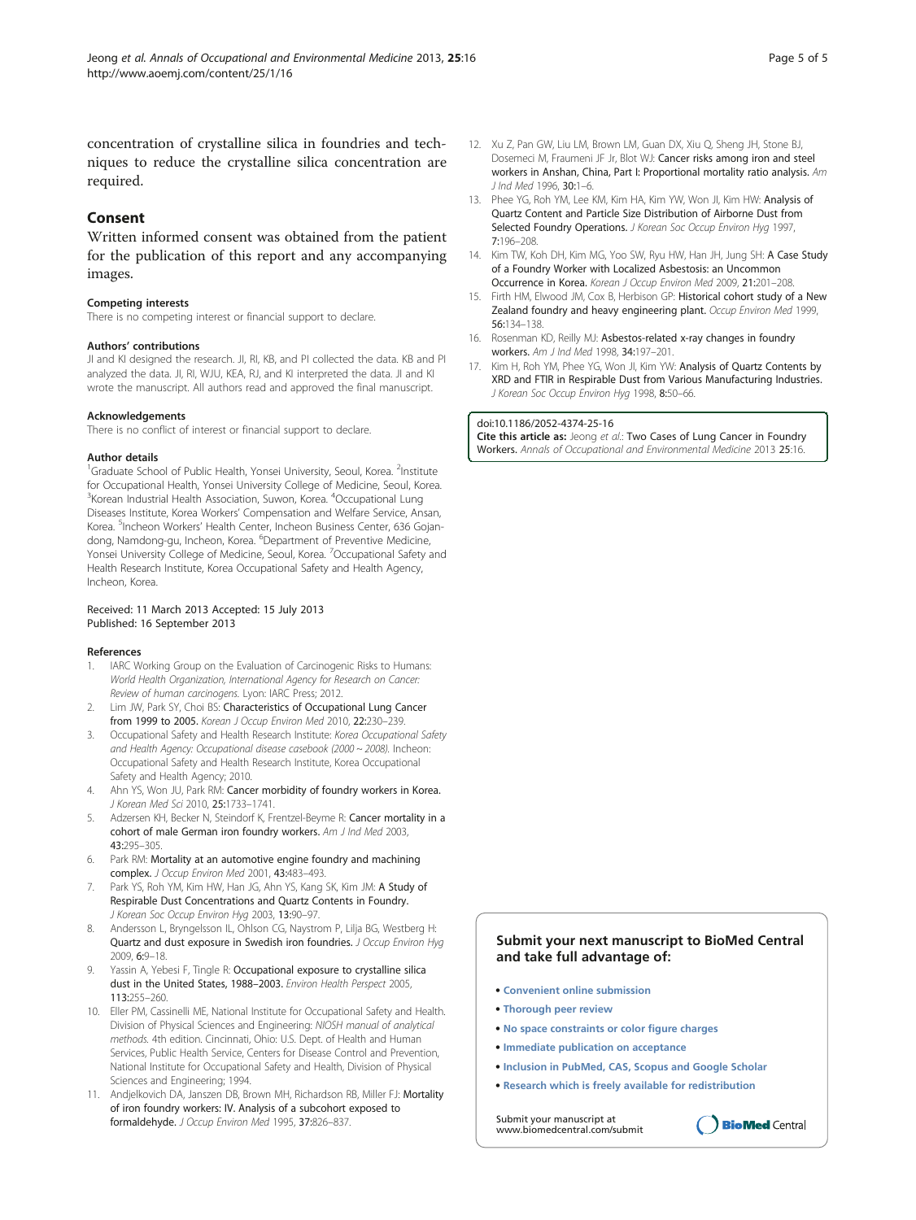concentration of crystalline silica in foundries and techniques to reduce the crystalline silica concentration are required.

## Consent

Written informed consent was obtained from the patient for the publication of this report and any accompanying images.

#### Competing interests

There is no competing interest or financial support to declare.

#### Authors' contributions

JI and KI designed the research. JI, RI, KB, and PI collected the data. KB and PI analyzed the data. JI, RI, WJU, KEA, RJ, and KI interpreted the data. JI and KI wrote the manuscript. All authors read and approved the final manuscript.

#### Acknowledgements

There is no conflict of interest or financial support to declare.

#### Author details

[1]Graduate School of Public Health, Yonsei University, Seoul, Korea. [2]Institute for Occupational Health, Yonsei University College of Medicine, Seoul, Korea. [3]Korean Industrial Health Association, Suwon, Korea. [4]Occupational Lung Diseases Institute, Korea Workers' Compensation and Welfare Service, Ansan, Korea. [5]Incheon Workers' Health Center, Incheon Business Center, 636 Gojan-dong, Namdong-gu, Incheon, Korea. [6]Department of Preventive Medicine, Yonsei University College of Medicine, Seoul, Korea. [7]Occupational Safety and Health Research Institute, Korea Occupational Safety and Health Agency, Incheon, Korea.

Received: 11 March 2013 Accepted: 15 July 2013
Published: 16 September 2013

#### References

1. IARC Working Group on the Evaluation of Carcinogenic Risks to Humans: *World Health Organization, International Agency for Research on Cancer: Review of human carcinogens*. Lyon: IARC Press; 2012.
2. Lim JW, Park SY, Choi BS: **Characteristics of Occupational Lung Cancer from 1999 to 2005.** *Korean J Occup Environ Med* 2010, **22**:230–239.
3. Occupational Safety and Health Research Institute: *Korea Occupational Safety and Health Agency: Occupational disease casebook (2000 ~ 2008)*. Incheon: Occupational Safety and Health Research Institute, Korea Occupational Safety and Health Agency; 2010.
4. Ahn YS, Won JU, Park RM: **Cancer morbidity of foundry workers in Korea.** *J Korean Med Sci* 2010, **25**:1733–1741.
5. Adzersen KH, Becker N, Steindorf K, Frentzel-Beyme R: **Cancer mortality in a cohort of male German iron foundry workers.** *Am J Ind Med* 2003, **43**:295–305.
6. Park RM: **Mortality at an automotive engine foundry and machining complex.** *J Occup Environ Med* 2001, **43**:483–493.
7. Park YS, Roh YM, Kim HW, Han JG, Ahn YS, Kang SK, Kim JM: **A Study of Respirable Dust Concentrations and Quartz Contents in Foundry.** *J Korean Soc Occup Environ Hyg* 2003, **13**:90–97.
8. Andersson L, Bryngelsson IL, Ohlson CG, Naystrom P, Lilja BG, Westberg H: **Quartz and dust exposure in Swedish iron foundries.** *J Occup Environ Hyg* 2009, **6**:9–18.
9. Yassin A, Yebesi F, Tingle R: **Occupational exposure to crystalline silica dust in the United States, 1988–2003.** *Environ Health Perspect* 2005, **113**:255–260.
10. Eller PM, Cassinelli ME, National Institute for Occupational Safety and Health. Division of Physical Sciences and Engineering: *NIOSH manual of analytical methods*. 4th edition. Cincinnati, Ohio: U.S. Dept. of Health and Human Services, Public Health Service, Centers for Disease Control and Prevention, National Institute for Occupational Safety and Health, Division of Physical Sciences and Engineering; 1994.
11. Andjelkovich DA, Janszen DB, Brown MH, Richardson RB, Miller FJ: **Mortality of iron foundry workers: IV. Analysis of a subcohort exposed to formaldehyde.** *J Occup Environ Med* 1995, **37**:826–837.
12. Xu Z, Pan GW, Liu LM, Brown LM, Guan DX, Xiu Q, Sheng JH, Stone BJ, Dosemeci M, Fraumeni JF Jr, Blot WJ: **Cancer risks among iron and steel workers in Anshan, China, Part I: Proportional mortality ratio analysis.** *Am J Ind Med* 1996, **30**:1–6.
13. Phee YG, Roh YM, Lee KM, Kim HA, Kim YW, Won JI, Kim HW: **Analysis of Quartz Content and Particle Size Distribution of Airborne Dust from Selected Foundry Operations.** *J Korean Soc Occup Environ Hyg* 1997, **7**:196–208.
14. Kim TW, Koh DH, Kim MG, Yoo SW, Ryu HW, Han JH, Jung SH: **A Case Study of a Foundry Worker with Localized Asbestosis: an Uncommon Occurrence in Korea.** *Korean J Occup Environ Med* 2009, **21**:201–208.
15. Firth HM, Elwood JM, Cox B, Herbison GP: **Historical cohort study of a New Zealand foundry and heavy engineering plant.** *Occup Environ Med* 1999, **56**:134–138.
16. Rosenman KD, Reilly MJ: **Asbestos-related x-ray changes in foundry workers.** *Am J Ind Med* 1998, **34**:197–201.
17. Kim H, Roh YM, Phee YG, Won JI, Kim YW: **Analysis of Quartz Contents by XRD and FTIR in Respirable Dust from Various Manufacturing Industries.** *J Korean Soc Occup Environ Hyg* 1998, **8**:50–66.

doi:10.1186/2052-4374-25-16
**Cite this article as:** Jeong *et al.*: Two Cases of Lung Cancer in Foundry Workers. *Annals of Occupational and Environmental Medicine* 2013 **25**:16.

**Submit your next manuscript to BioMed Central and take full advantage of:**

- **Convenient online submission**
- **Thorough peer review**
- **No space constraints or color figure charges**
- **Immediate publication on acceptance**
- **Inclusion in PubMed, CAS, Scopus and Google Scholar**
- **Research which is freely available for redistribution**

Submit your manuscript at
www.biomedcentral.com/submit

BioMed Central